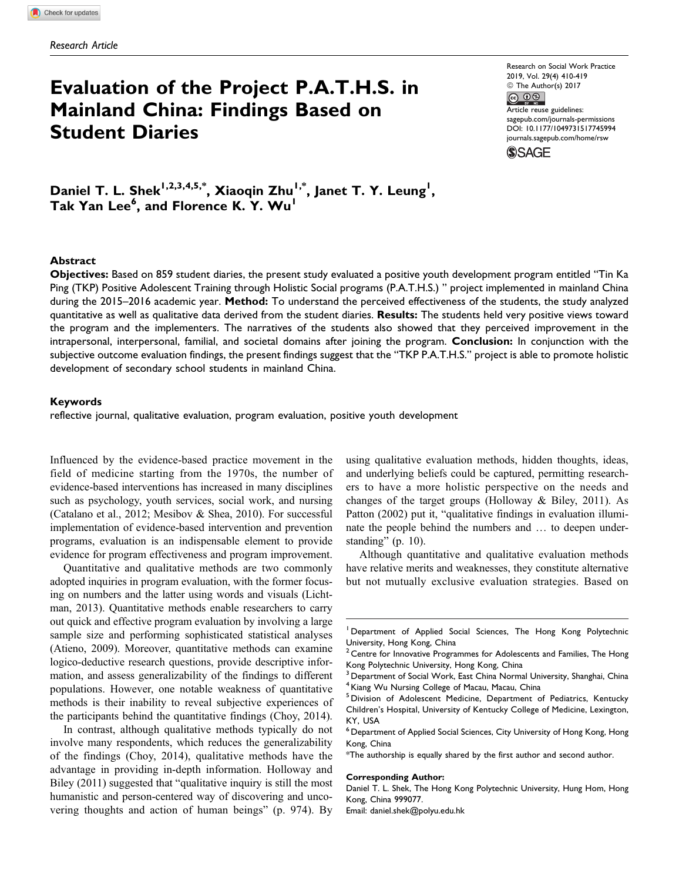*Research Article*

# Evaluation of the Project P.A.T.H.S. in Mainland China: Findings Based on Student Diaries

Research on Social Work Practice
© The Author(s) 2017
Article reuse guidelines: sagepub.com/journals-permissions
DOI: 10.1177/1049731517745994
journals.sagepub.com/home/rsw

**Daniel T. L. Shek[1,2,3,4,5,*], Xiaoqin Zhu[1,*], Janet T. Y. Leung[1], Tak Yan Lee[6], and Florence K. Y. Wu[1]**

## Abstract

**Objectives:** Based on 859 student diaries, the present study evaluated a positive youth development program entitled "Tin Ka Ping (TKP) Positive Adolescent Training through Holistic Social programs (P.A.T.H.S.) " project implemented in mainland China during the 2015–2016 academic year. **Method:** To understand the perceived effectiveness of the students, the study analyzed quantitative as well as qualitative data derived from the student diaries. **Results:** The students held very positive views toward the program and the implementers. The narratives of the students also showed that they perceived improvement in the intrapersonal, interpersonal, familial, and societal domains after joining the program. **Conclusion:** In conjunction with the subjective outcome evaluation findings, the present findings suggest that the "TKP P.A.T.H.S." project is able to promote holistic development of secondary school students in mainland China.

### Keywords

reflective journal, qualitative evaluation, program evaluation, positive youth development

Influenced by the evidence-based practice movement in the field of medicine starting from the 1970s, the number of evidence-based interventions has increased in many disciplines such as psychology, youth services, social work, and nursing (Catalano et al., 2012; Mesibov & Shea, 2010). For successful implementation of evidence-based intervention and prevention programs, evaluation is an indispensable element to provide evidence for program effectiveness and program improvement.

Quantitative and qualitative methods are two commonly adopted inquiries in program evaluation, with the former focusing on numbers and the latter using words and visuals (Lichtman, 2013). Quantitative methods enable researchers to carry out quick and effective program evaluation by involving a large sample size and performing sophisticated statistical analyses (Atieno, 2009). Moreover, quantitative methods can examine logico-deductive research questions, provide descriptive information, and assess generalizability of the findings to different populations. However, one notable weakness of quantitative methods is their inability to reveal subjective experiences of the participants behind the quantitative findings (Choy, 2014).

In contrast, although qualitative methods typically do not involve many respondents, which reduces the generalizability of the findings (Choy, 2014), qualitative methods have the advantage in providing in-depth information. Holloway and Biley (2011) suggested that "qualitative inquiry is still the most humanistic and person-centered way of discovering and uncovering thoughts and action of human beings" (p. 974). By using qualitative evaluation methods, hidden thoughts, ideas, and underlying beliefs could be captured, permitting researchers to have a more holistic perspective on the needs and changes of the target groups (Holloway & Biley, 2011). As Patton (2002) put it, "qualitative findings in evaluation illuminate the people behind the numbers and … to deepen understanding" (p. 10).

Although quantitative and qualitative evaluation methods have relative merits and weaknesses, they constitute alternative but not mutually exclusive evaluation strategies. Based on

[1] Department of Applied Social Sciences, The Hong Kong Polytechnic University, Hong Kong, China
[2] Centre for Innovative Programmes for Adolescents and Families, The Hong Kong Polytechnic University, Hong Kong, China
[3] Department of Social Work, East China Normal University, Shanghai, China
[4] Kiang Wu Nursing College of Macau, Macau, China
[5] Division of Adolescent Medicine, Department of Pediatrics, Kentucky Children's Hospital, University of Kentucky College of Medicine, Lexington, KY, USA
[6] Department of Applied Social Sciences, City University of Hong Kong, Hong Kong, China
*The authorship is equally shared by the first author and second author.

**Corresponding Author:**
Daniel T. L. Shek, The Hong Kong Polytechnic University, Hung Hom, Hong Kong, China 999077.
Email: daniel.shek@polyu.edu.hk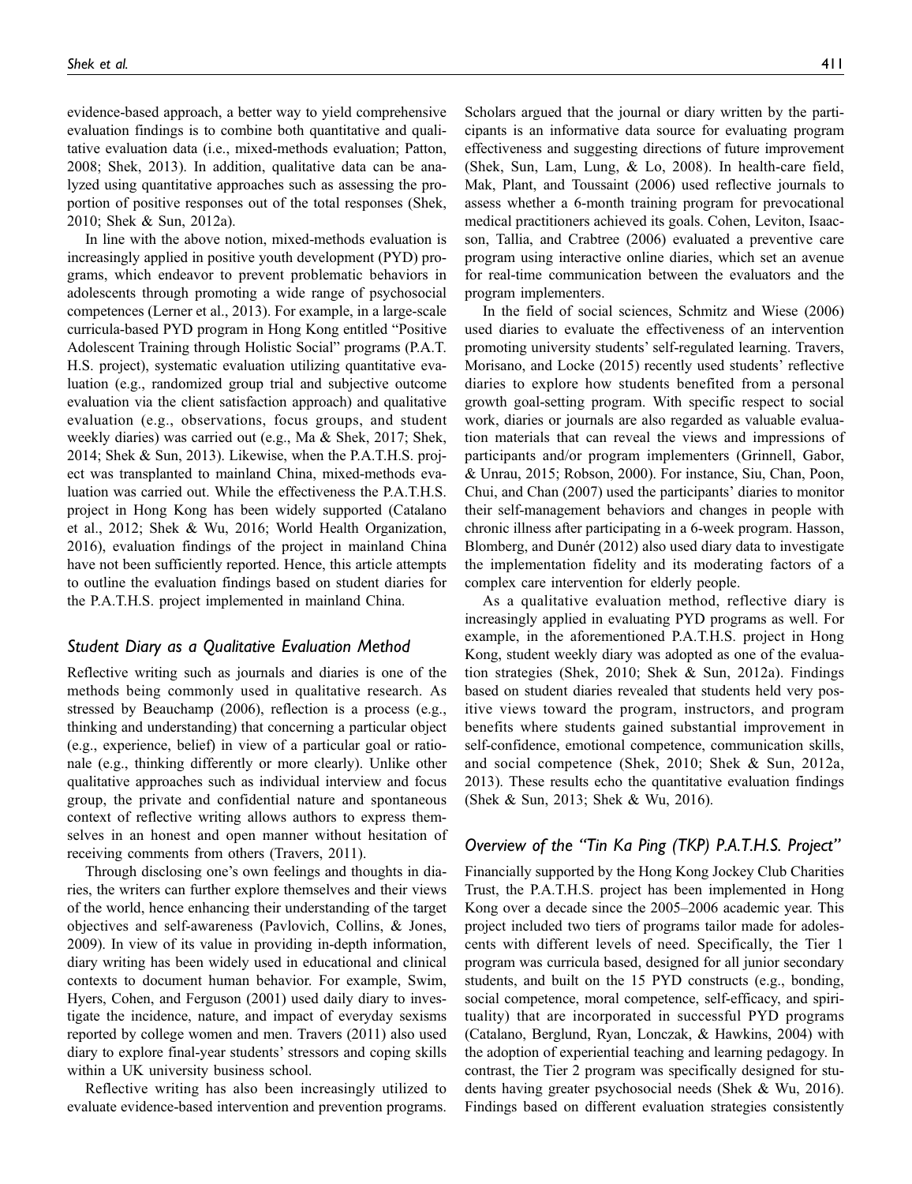evidence-based approach, a better way to yield comprehensive evaluation findings is to combine both quantitative and qualitative evaluation data (i.e., mixed-methods evaluation; Patton, 2008; Shek, 2013). In addition, qualitative data can be analyzed using quantitative approaches such as assessing the proportion of positive responses out of the total responses (Shek, 2010; Shek & Sun, 2012a).

In line with the above notion, mixed-methods evaluation is increasingly applied in positive youth development (PYD) programs, which endeavor to prevent problematic behaviors in adolescents through promoting a wide range of psychosocial competences (Lerner et al., 2013). For example, in a large-scale curricula-based PYD program in Hong Kong entitled "Positive Adolescent Training through Holistic Social" programs (P.A.T.H.S. project), systematic evaluation utilizing quantitative evaluation (e.g., randomized group trial and subjective outcome evaluation via the client satisfaction approach) and qualitative evaluation (e.g., observations, focus groups, and student weekly diaries) was carried out (e.g., Ma & Shek, 2017; Shek, 2014; Shek & Sun, 2013). Likewise, when the P.A.T.H.S. project was transplanted to mainland China, mixed-methods evaluation was carried out. While the effectiveness the P.A.T.H.S. project in Hong Kong has been widely supported (Catalano et al., 2012; Shek & Wu, 2016; World Health Organization, 2016), evaluation findings of the project in mainland China have not been sufficiently reported. Hence, this article attempts to outline the evaluation findings based on student diaries for the P.A.T.H.S. project implemented in mainland China.

## Student Diary as a Qualitative Evaluation Method

Reflective writing such as journals and diaries is one of the methods being commonly used in qualitative research. As stressed by Beauchamp (2006), reflection is a process (e.g., thinking and understanding) that concerning a particular object (e.g., experience, belief) in view of a particular goal or rationale (e.g., thinking differently or more clearly). Unlike other qualitative approaches such as individual interview and focus group, the private and confidential nature and spontaneous context of reflective writing allows authors to express themselves in an honest and open manner without hesitation of receiving comments from others (Travers, 2011).

Through disclosing one's own feelings and thoughts in diaries, the writers can further explore themselves and their views of the world, hence enhancing their understanding of the target objectives and self-awareness (Pavlovich, Collins, & Jones, 2009). In view of its value in providing in-depth information, diary writing has been widely used in educational and clinical contexts to document human behavior. For example, Swim, Hyers, Cohen, and Ferguson (2001) used daily diary to investigate the incidence, nature, and impact of everyday sexisms reported by college women and men. Travers (2011) also used diary to explore final-year students' stressors and coping skills within a UK university business school.

Reflective writing has also been increasingly utilized to evaluate evidence-based intervention and prevention programs. Scholars argued that the journal or diary written by the participants is an informative data source for evaluating program effectiveness and suggesting directions of future improvement (Shek, Sun, Lam, Lung, & Lo, 2008). In health-care field, Mak, Plant, and Toussaint (2006) used reflective journals to assess whether a 6-month training program for prevocational medical practitioners achieved its goals. Cohen, Leviton, Isaacson, Tallia, and Crabtree (2006) evaluated a preventive care program using interactive online diaries, which set an avenue for real-time communication between the evaluators and the program implementers.

In the field of social sciences, Schmitz and Wiese (2006) used diaries to evaluate the effectiveness of an intervention promoting university students' self-regulated learning. Travers, Morisano, and Locke (2015) recently used students' reflective diaries to explore how students benefited from a personal growth goal-setting program. With specific respect to social work, diaries or journals are also regarded as valuable evaluation materials that can reveal the views and impressions of participants and/or program implementers (Grinnell, Gabor, & Unrau, 2015; Robson, 2000). For instance, Siu, Chan, Poon, Chui, and Chan (2007) used the participants' diaries to monitor their self-management behaviors and changes in people with chronic illness after participating in a 6-week program. Hasson, Blomberg, and Dunér (2012) also used diary data to investigate the implementation fidelity and its moderating factors of a complex care intervention for elderly people.

As a qualitative evaluation method, reflective diary is increasingly applied in evaluating PYD programs as well. For example, in the aforementioned P.A.T.H.S. project in Hong Kong, student weekly diary was adopted as one of the evaluation strategies (Shek, 2010; Shek & Sun, 2012a). Findings based on student diaries revealed that students held very positive views toward the program, instructors, and program benefits where students gained substantial improvement in self-confidence, emotional competence, communication skills, and social competence (Shek, 2010; Shek & Sun, 2012a, 2013). These results echo the quantitative evaluation findings (Shek & Sun, 2013; Shek & Wu, 2016).

## Overview of the "Tin Ka Ping (TKP) P.A.T.H.S. Project"

Financially supported by the Hong Kong Jockey Club Charities Trust, the P.A.T.H.S. project has been implemented in Hong Kong over a decade since the 2005–2006 academic year. This project included two tiers of programs tailor made for adolescents with different levels of need. Specifically, the Tier 1 program was curricula based, designed for all junior secondary students, and built on the 15 PYD constructs (e.g., bonding, social competence, moral competence, self-efficacy, and spirituality) that are incorporated in successful PYD programs (Catalano, Berglund, Ryan, Lonczak, & Hawkins, 2004) with the adoption of experiential teaching and learning pedagogy. In contrast, the Tier 2 program was specifically designed for students having greater psychosocial needs (Shek & Wu, 2016). Findings based on different evaluation strategies consistently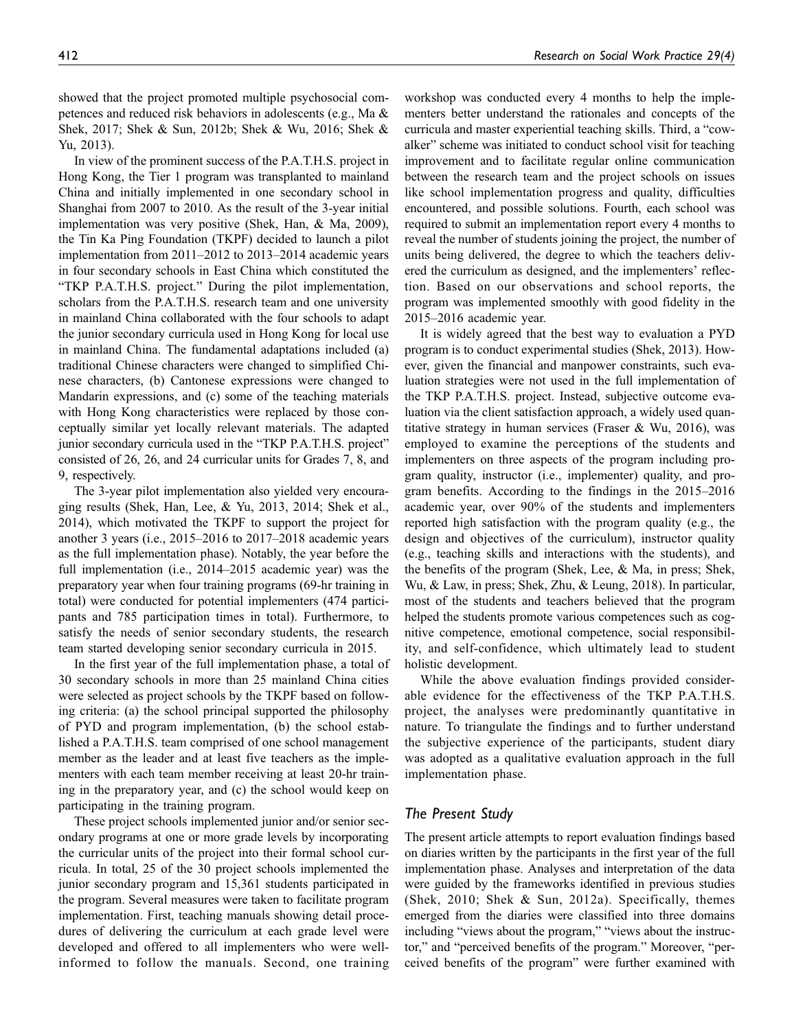showed that the project promoted multiple psychosocial competences and reduced risk behaviors in adolescents (e.g., Ma & Shek, 2017; Shek & Sun, 2012b; Shek & Wu, 2016; Shek & Yu, 2013).

In view of the prominent success of the P.A.T.H.S. project in Hong Kong, the Tier 1 program was transplanted to mainland China and initially implemented in one secondary school in Shanghai from 2007 to 2010. As the result of the 3-year initial implementation was very positive (Shek, Han, & Ma, 2009), the Tin Ka Ping Foundation (TKPF) decided to launch a pilot implementation from 2011–2012 to 2013–2014 academic years in four secondary schools in East China which constituted the "TKP P.A.T.H.S. project." During the pilot implementation, scholars from the P.A.T.H.S. research team and one university in mainland China collaborated with the four schools to adapt the junior secondary curricula used in Hong Kong for local use in mainland China. The fundamental adaptations included (a) traditional Chinese characters were changed to simplified Chinese characters, (b) Cantonese expressions were changed to Mandarin expressions, and (c) some of the teaching materials with Hong Kong characteristics were replaced by those conceptually similar yet locally relevant materials. The adapted junior secondary curricula used in the "TKP P.A.T.H.S. project" consisted of 26, 26, and 24 curricular units for Grades 7, 8, and 9, respectively.

The 3-year pilot implementation also yielded very encouraging results (Shek, Han, Lee, & Yu, 2013, 2014; Shek et al., 2014), which motivated the TKPF to support the project for another 3 years (i.e., 2015–2016 to 2017–2018 academic years as the full implementation phase). Notably, the year before the full implementation (i.e., 2014–2015 academic year) was the preparatory year when four training programs (69-hr training in total) were conducted for potential implementers (474 participants and 785 participation times in total). Furthermore, to satisfy the needs of senior secondary students, the research team started developing senior secondary curricula in 2015.

In the first year of the full implementation phase, a total of 30 secondary schools in more than 25 mainland China cities were selected as project schools by the TKPF based on following criteria: (a) the school principal supported the philosophy of PYD and program implementation, (b) the school established a P.A.T.H.S. team comprised of one school management member as the leader and at least five teachers as the implementers with each team member receiving at least 20-hr training in the preparatory year, and (c) the school would keep on participating in the training program.

These project schools implemented junior and/or senior secondary programs at one or more grade levels by incorporating the curricular units of the project into their formal school curricula. In total, 25 of the 30 project schools implemented the junior secondary program and 15,361 students participated in the program. Several measures were taken to facilitate program implementation. First, teaching manuals showing detail procedures of delivering the curriculum at each grade level were developed and offered to all implementers who were well-informed to follow the manuals. Second, one training workshop was conducted every 4 months to help the implementers better understand the rationales and concepts of the curricula and master experiential teaching skills. Third, a "cowalker" scheme was initiated to conduct school visit for teaching improvement and to facilitate regular online communication between the research team and the project schools on issues like school implementation progress and quality, difficulties encountered, and possible solutions. Fourth, each school was required to submit an implementation report every 4 months to reveal the number of students joining the project, the number of units being delivered, the degree to which the teachers delivered the curriculum as designed, and the implementers' reflection. Based on our observations and school reports, the program was implemented smoothly with good fidelity in the 2015–2016 academic year.

It is widely agreed that the best way to evaluation a PYD program is to conduct experimental studies (Shek, 2013). However, given the financial and manpower constraints, such evaluation strategies were not used in the full implementation of the TKP P.A.T.H.S. project. Instead, subjective outcome evaluation via the client satisfaction approach, a widely used quantitative strategy in human services (Fraser & Wu, 2016), was employed to examine the perceptions of the students and implementers on three aspects of the program including program quality, instructor (i.e., implementer) quality, and program benefits. According to the findings in the 2015–2016 academic year, over 90% of the students and implementers reported high satisfaction with the program quality (e.g., the design and objectives of the curriculum), instructor quality (e.g., teaching skills and interactions with the students), and the benefits of the program (Shek, Lee, & Ma, in press; Shek, Wu, & Law, in press; Shek, Zhu, & Leung, 2018). In particular, most of the students and teachers believed that the program helped the students promote various competences such as cognitive competence, emotional competence, social responsibility, and self-confidence, which ultimately lead to student holistic development.

While the above evaluation findings provided considerable evidence for the effectiveness of the TKP P.A.T.H.S. project, the analyses were predominantly quantitative in nature. To triangulate the findings and to further understand the subjective experience of the participants, student diary was adopted as a qualitative evaluation approach in the full implementation phase.

## The Present Study

The present article attempts to report evaluation findings based on diaries written by the participants in the first year of the full implementation phase. Analyses and interpretation of the data were guided by the frameworks identified in previous studies (Shek, 2010; Shek & Sun, 2012a). Specifically, themes emerged from the diaries were classified into three domains including "views about the program," "views about the instructor," and "perceived benefits of the program." Moreover, "perceived benefits of the program" were further examined with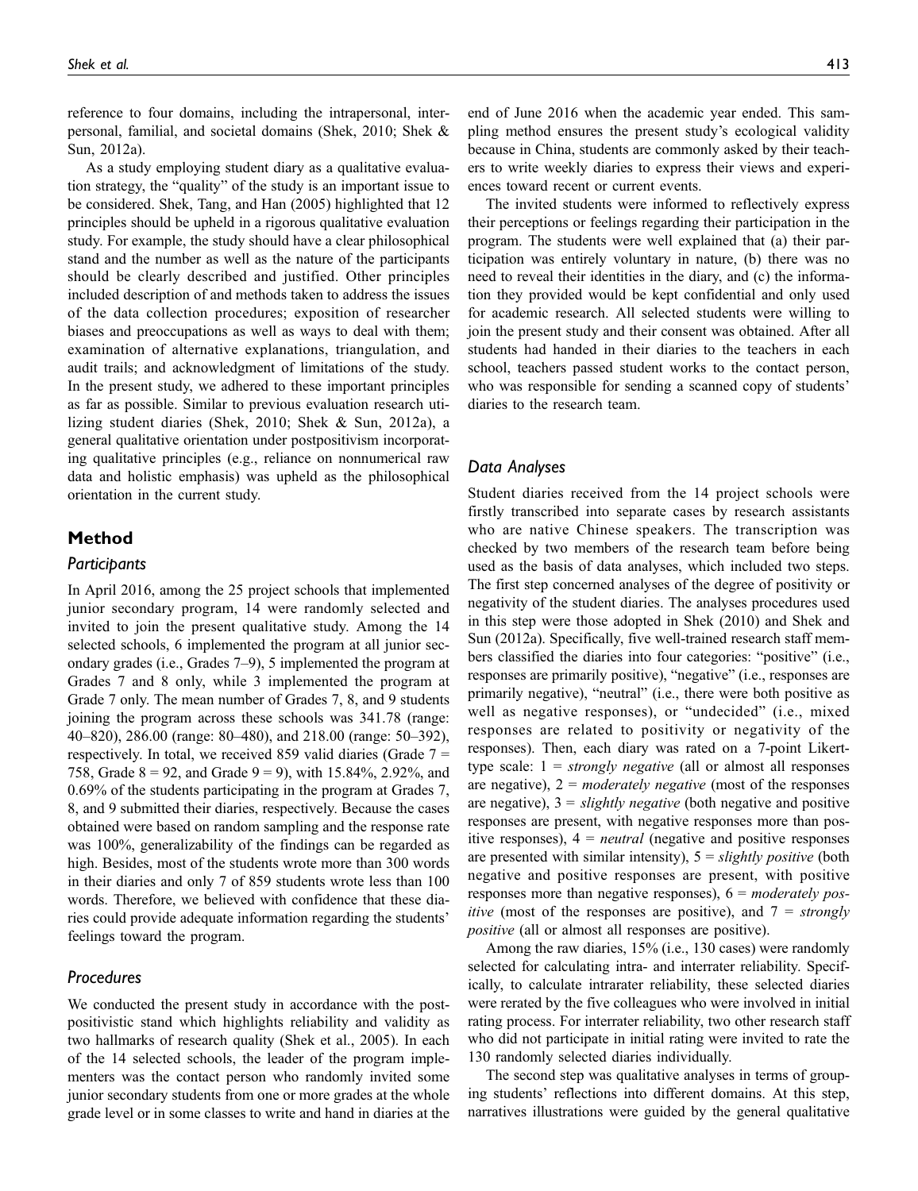reference to four domains, including the intrapersonal, interpersonal, familial, and societal domains (Shek, 2010; Shek & Sun, 2012a).

As a study employing student diary as a qualitative evaluation strategy, the "quality" of the study is an important issue to be considered. Shek, Tang, and Han (2005) highlighted that 12 principles should be upheld in a rigorous qualitative evaluation study. For example, the study should have a clear philosophical stand and the number as well as the nature of the participants should be clearly described and justified. Other principles included description of and methods taken to address the issues of the data collection procedures; exposition of researcher biases and preoccupations as well as ways to deal with them; examination of alternative explanations, triangulation, and audit trails; and acknowledgment of limitations of the study. In the present study, we adhered to these important principles as far as possible. Similar to previous evaluation research utilizing student diaries (Shek, 2010; Shek & Sun, 2012a), a general qualitative orientation under postpositivism incorporating qualitative principles (e.g., reliance on nonnumerical raw data and holistic emphasis) was upheld as the philosophical orientation in the current study.

## Method

### Participants

In April 2016, among the 25 project schools that implemented junior secondary program, 14 were randomly selected and invited to join the present qualitative study. Among the 14 selected schools, 6 implemented the program at all junior secondary grades (i.e., Grades 7–9), 5 implemented the program at Grades 7 and 8 only, while 3 implemented the program at Grade 7 only. The mean number of Grades 7, 8, and 9 students joining the program across these schools was 341.78 (range: 40–820), 286.00 (range: 80–480), and 218.00 (range: 50–392), respectively. In total, we received 859 valid diaries (Grade 7 = 758, Grade 8 = 92, and Grade 9 = 9), with 15.84%, 2.92%, and 0.69% of the students participating in the program at Grades 7, 8, and 9 submitted their diaries, respectively. Because the cases obtained were based on random sampling and the response rate was 100%, generalizability of the findings can be regarded as high. Besides, most of the students wrote more than 300 words in their diaries and only 7 of 859 students wrote less than 100 words. Therefore, we believed with confidence that these diaries could provide adequate information regarding the students' feelings toward the program.

### Procedures

We conducted the present study in accordance with the postpositivistic stand which highlights reliability and validity as two hallmarks of research quality (Shek et al., 2005). In each of the 14 selected schools, the leader of the program implementers was the contact person who randomly invited some junior secondary students from one or more grades at the whole grade level or in some classes to write and hand in diaries at the end of June 2016 when the academic year ended. This sampling method ensures the present study's ecological validity because in China, students are commonly asked by their teachers to write weekly diaries to express their views and experiences toward recent or current events.

The invited students were informed to reflectively express their perceptions or feelings regarding their participation in the program. The students were well explained that (a) their participation was entirely voluntary in nature, (b) there was no need to reveal their identities in the diary, and (c) the information they provided would be kept confidential and only used for academic research. All selected students were willing to join the present study and their consent was obtained. After all students had handed in their diaries to the teachers in each school, teachers passed student works to the contact person, who was responsible for sending a scanned copy of students' diaries to the research team.

### Data Analyses

Student diaries received from the 14 project schools were firstly transcribed into separate cases by research assistants who are native Chinese speakers. The transcription was checked by two members of the research team before being used as the basis of data analyses, which included two steps. The first step concerned analyses of the degree of positivity or negativity of the student diaries. The analyses procedures used in this step were those adopted in Shek (2010) and Shek and Sun (2012a). Specifically, five well-trained research staff members classified the diaries into four categories: "positive" (i.e., responses are primarily positive), "negative" (i.e., responses are primarily negative), "neutral" (i.e., there were both positive as well as negative responses), or "undecided" (i.e., mixed responses are related to positivity or negativity of the responses). Then, each diary was rated on a 7-point Likert-type scale: 1 = *strongly negative* (all or almost all responses are negative), 2 = *moderately negative* (most of the responses are negative), 3 = *slightly negative* (both negative and positive responses are present, with negative responses more than positive responses), 4 = *neutral* (negative and positive responses are presented with similar intensity), 5 = *slightly positive* (both negative and positive responses are present, with positive responses more than negative responses), 6 = *moderately positive* (most of the responses are positive), and 7 = *strongly positive* (all or almost all responses are positive).

Among the raw diaries, 15% (i.e., 130 cases) were randomly selected for calculating intra- and interrater reliability. Specifically, to calculate intrarater reliability, these selected diaries were rerated by the five colleagues who were involved in initial rating process. For interrater reliability, two other research staff who did not participate in initial rating were invited to rate the 130 randomly selected diaries individually.

The second step was qualitative analyses in terms of grouping students' reflections into different domains. At this step, narratives illustrations were guided by the general qualitative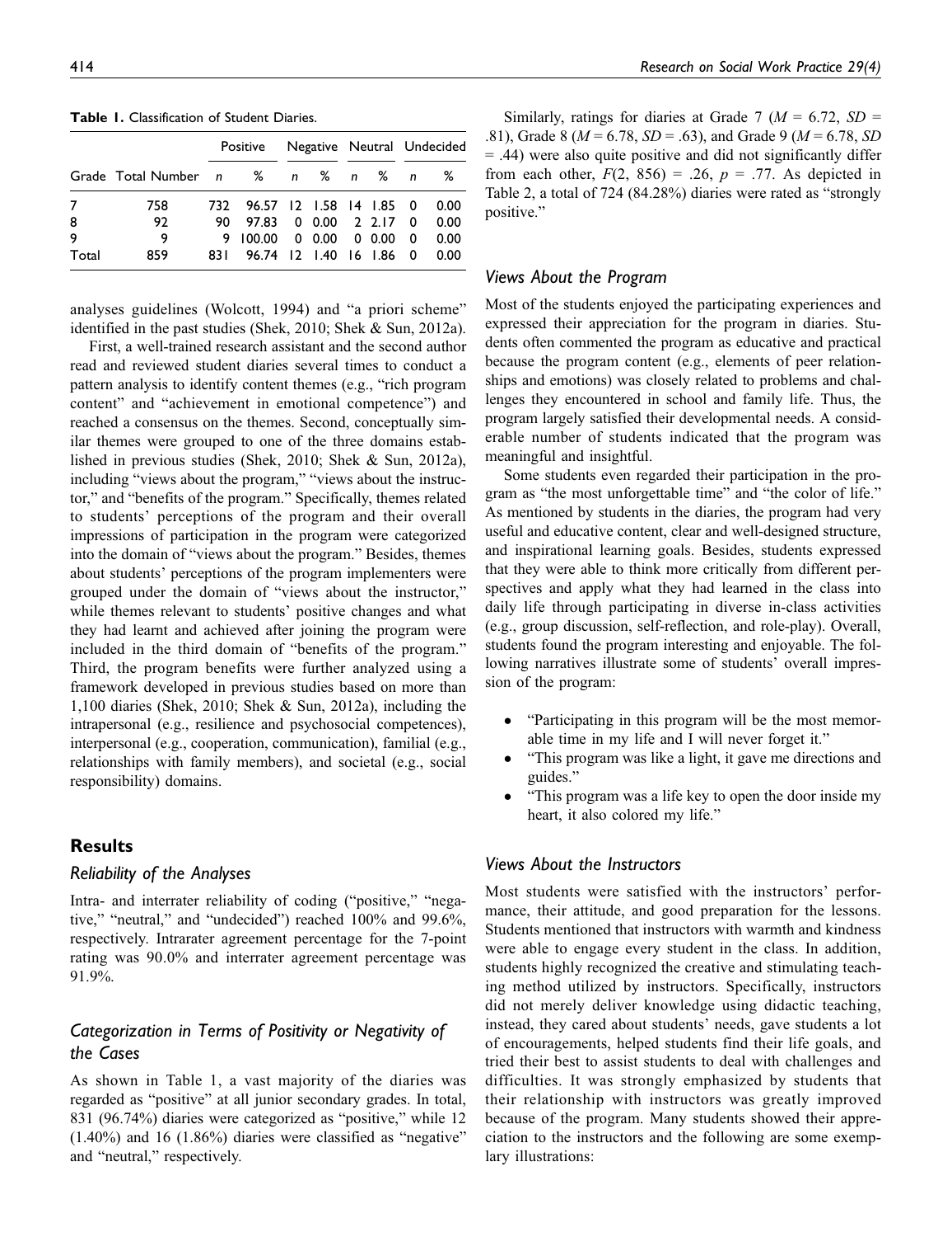**Table 1.** Classification of Student Diaries.

| Grade | Total Number | Positive | | Negative | | Neutral | | Undecided | |
|---|---|---|---|---|---|---|---|---|---|
| | | *n* | % | *n* | % | *n* | % | *n* | % |
| 7 | 758 | 732 | 96.57 | 12 | 1.58 | 14 | 1.85 | 0 | 0.00 |
| 8 | 92 | 90 | 97.83 | 0 | 0.00 | 2 | 2.17 | 0 | 0.00 |
| 9 | 9 | 9 | 100.00 | 0 | 0.00 | 0 | 0.00 | 0 | 0.00 |
| Total | 859 | 831 | 96.74 | 12 | 1.40 | 16 | 1.86 | 0 | 0.00 |

analyses guidelines (Wolcott, 1994) and "a priori scheme" identified in the past studies (Shek, 2010; Shek & Sun, 2012a).

First, a well-trained research assistant and the second author read and reviewed student diaries several times to conduct a pattern analysis to identify content themes (e.g., "rich program content" and "achievement in emotional competence") and reached a consensus on the themes. Second, conceptually similar themes were grouped to one of the three domains established in previous studies (Shek, 2010; Shek & Sun, 2012a), including "views about the program," "views about the instructor," and "benefits of the program." Specifically, themes related to students' perceptions of the program and their overall impressions of participation in the program were categorized into the domain of "views about the program." Besides, themes about students' perceptions of the program implementers were grouped under the domain of "views about the instructor," while themes relevant to students' positive changes and what they had learnt and achieved after joining the program were included in the third domain of "benefits of the program." Third, the program benefits were further analyzed using a framework developed in previous studies based on more than 1,100 diaries (Shek, 2010; Shek & Sun, 2012a), including the intrapersonal (e.g., resilience and psychosocial competences), interpersonal (e.g., cooperation, communication), familial (e.g., relationships with family members), and societal (e.g., social responsibility) domains.

## Results

### Reliability of the Analyses

Intra- and interrater reliability of coding ("positive," "negative," "neutral," and "undecided") reached 100% and 99.6%, respectively. Intrarater agreement percentage for the 7-point rating was 90.0% and interrater agreement percentage was 91.9%.

### Categorization in Terms of Positivity or Negativity of the Cases

As shown in Table 1, a vast majority of the diaries was regarded as "positive" at all junior secondary grades. In total, 831 (96.74%) diaries were categorized as "positive," while 12 (1.40%) and 16 (1.86%) diaries were classified as "negative" and "neutral," respectively.

Similarly, ratings for diaries at Grade 7 ($M$ = 6.72, $SD$ = .81), Grade 8 ($M$ = 6.78, $SD$ = .63), and Grade 9 ($M$ = 6.78, $SD$ = .44) were also quite positive and did not significantly differ from each other, $F(2, 856) = .26$, $p = .77$. As depicted in Table 2, a total of 724 (84.28%) diaries were rated as "strongly positive."

### Views About the Program

Most of the students enjoyed the participating experiences and expressed their appreciation for the program in diaries. Students often commented the program as educative and practical because the program content (e.g., elements of peer relationships and emotions) was closely related to problems and challenges they encountered in school and family life. Thus, the program largely satisfied their developmental needs. A considerable number of students indicated that the program was meaningful and insightful.

Some students even regarded their participation in the program as "the most unforgettable time" and "the color of life." As mentioned by students in the diaries, the program had very useful and educative content, clear and well-designed structure, and inspirational learning goals. Besides, students expressed that they were able to think more critically from different perspectives and apply what they had learned in the class into daily life through participating in diverse in-class activities (e.g., group discussion, self-reflection, and role-play). Overall, students found the program interesting and enjoyable. The following narratives illustrate some of students' overall impression of the program:

- "Participating in this program will be the most memorable time in my life and I will never forget it."
- "This program was like a light, it gave me directions and guides."
- "This program was a life key to open the door inside my heart, it also colored my life."

### Views About the Instructors

Most students were satisfied with the instructors' performance, their attitude, and good preparation for the lessons. Students mentioned that instructors with warmth and kindness were able to engage every student in the class. In addition, students highly recognized the creative and stimulating teaching method utilized by instructors. Specifically, instructors did not merely deliver knowledge using didactic teaching, instead, they cared about students' needs, gave students a lot of encouragements, helped students find their life goals, and tried their best to assist students to deal with challenges and difficulties. It was strongly emphasized by students that their relationship with instructors was greatly improved because of the program. Many students showed their appreciation to the instructors and the following are some exemplary illustrations: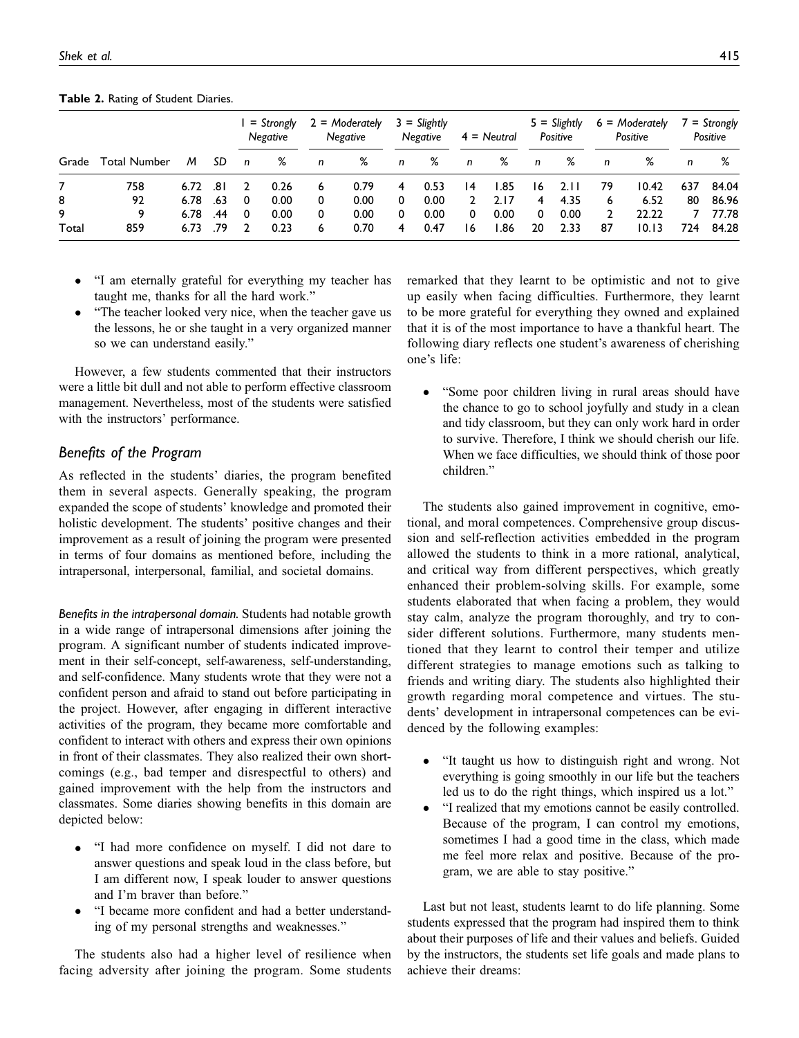**Table 2.** Rating of Student Diaries.

| Grade | Total Number | *M* | *SD* | 1 = *Strongly Negative* | | 2 = *Moderately Negative* | | 3 = *Slightly Negative* | | 4 = *Neutral* | | 5 = *Slightly Positive* | | 6 = *Moderately Positive* | | 7 = *Strongly Positive* | |
|---|---|---|---|---|---|---|---|---|---|---|---|---|---|---|---|---|---|
| | | | | *n* | % | *n* | % | *n* | % | *n* | % | *n* | % | *n* | % | *n* | % |
| 7 | 758 | 6.72 | .81 | 2 | 0.26 | 6 | 0.79 | 4 | 0.53 | 14 | 1.85 | 16 | 2.11 | 79 | 10.42 | 637 | 84.04 |
| 8 | 92 | 6.78 | .63 | 0 | 0.00 | 0 | 0.00 | 0 | 0.00 | 2 | 2.17 | 4 | 4.35 | 6 | 6.52 | 80 | 86.96 |
| 9 | 9 | 6.78 | .44 | 0 | 0.00 | 0 | 0.00 | 0 | 0.00 | 0 | 0.00 | 0 | 0.00 | 2 | 22.22 | 7 | 77.78 |
| Total | 859 | 6.73 | .79 | 2 | 0.23 | 6 | 0.70 | 4 | 0.47 | 16 | 1.86 | 20 | 2.33 | 87 | 10.13 | 724 | 84.28 |

- "I am eternally grateful for everything my teacher has taught me, thanks for all the hard work."
- "The teacher looked very nice, when the teacher gave us the lessons, he or she taught in a very organized manner so we can understand easily."

However, a few students commented that their instructors were a little bit dull and not able to perform effective classroom management. Nevertheless, most of the students were satisfied with the instructors' performance.

## *Benefits of the Program*

As reflected in the students' diaries, the program benefited them in several aspects. Generally speaking, the program expanded the scope of students' knowledge and promoted their holistic development. The students' positive changes and their improvement as a result of joining the program were presented in terms of four domains as mentioned before, including the intrapersonal, interpersonal, familial, and societal domains.

*Benefits in the intrapersonal domain.* Students had notable growth in a wide range of intrapersonal dimensions after joining the program. A significant number of students indicated improvement in their self-concept, self-awareness, self-understanding, and self-confidence. Many students wrote that they were not a confident person and afraid to stand out before participating in the project. However, after engaging in different interactive activities of the program, they became more comfortable and confident to interact with others and express their own opinions in front of their classmates. They also realized their own shortcomings (e.g., bad temper and disrespectful to others) and gained improvement with the help from the instructors and classmates. Some diaries showing benefits in this domain are depicted below:

- "I had more confidence on myself. I did not dare to answer questions and speak loud in the class before, but I am different now, I speak louder to answer questions and I'm braver than before."
- "I became more confident and had a better understanding of my personal strengths and weaknesses."

The students also had a higher level of resilience when facing adversity after joining the program. Some students remarked that they learnt to be optimistic and not to give up easily when facing difficulties. Furthermore, they learnt to be more grateful for everything they owned and explained that it is of the most importance to have a thankful heart. The following diary reflects one student's awareness of cherishing one's life:

- "Some poor children living in rural areas should have the chance to go to school joyfully and study in a clean and tidy classroom, but they can only work hard in order to survive. Therefore, I think we should cherish our life. When we face difficulties, we should think of those poor children."

The students also gained improvement in cognitive, emotional, and moral competences. Comprehensive group discussion and self-reflection activities embedded in the program allowed the students to think in a more rational, analytical, and critical way from different perspectives, which greatly enhanced their problem-solving skills. For example, some students elaborated that when facing a problem, they would stay calm, analyze the program thoroughly, and try to consider different solutions. Furthermore, many students mentioned that they learnt to control their temper and utilize different strategies to manage emotions such as talking to friends and writing diary. The students also highlighted their growth regarding moral competence and virtues. The students' development in intrapersonal competences can be evidenced by the following examples:

- "It taught us how to distinguish right and wrong. Not everything is going smoothly in our life but the teachers led us to do the right things, which inspired us a lot."
- "I realized that my emotions cannot be easily controlled. Because of the program, I can control my emotions, sometimes I had a good time in the class, which made me feel more relax and positive. Because of the program, we are able to stay positive."

Last but not least, students learnt to do life planning. Some students expressed that the program had inspired them to think about their purposes of life and their values and beliefs. Guided by the instructors, the students set life goals and made plans to achieve their dreams: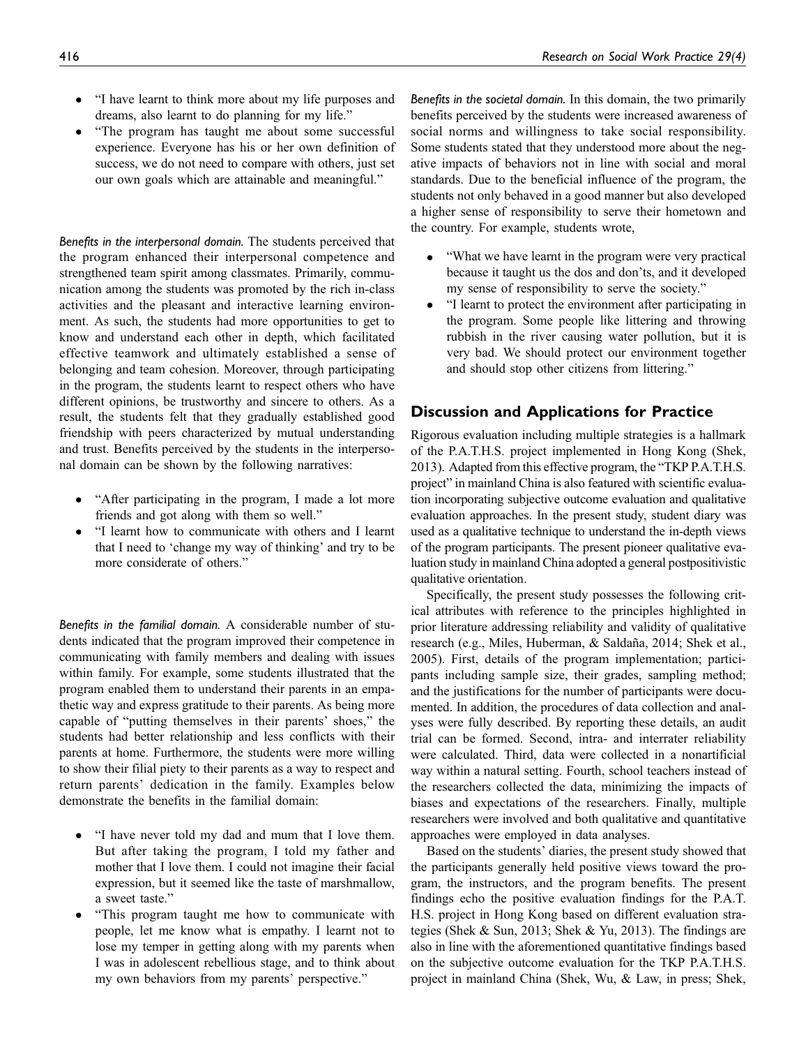- "I have learnt to think more about my life purposes and dreams, also learnt to do planning for my life."
- "The program has taught me about some successful experience. Everyone has his or her own definition of success, we do not need to compare with others, just set our own goals which are attainable and meaningful."

*Benefits in the interpersonal domain.* The students perceived that the program enhanced their interpersonal competence and strengthened team spirit among classmates. Primarily, communication among the students was promoted by the rich in-class activities and the pleasant and interactive learning environment. As such, the students had more opportunities to get to know and understand each other in depth, which facilitated effective teamwork and ultimately established a sense of belonging and team cohesion. Moreover, through participating in the program, the students learnt to respect others who have different opinions, be trustworthy and sincere to others. As a result, the students felt that they gradually established good friendship with peers characterized by mutual understanding and trust. Benefits perceived by the students in the interpersonal domain can be shown by the following narratives:

- "After participating in the program, I made a lot more friends and got along with them so well."
- "I learnt how to communicate with others and I learnt that I need to 'change my way of thinking' and try to be more considerate of others."

*Benefits in the familial domain.* A considerable number of students indicated that the program improved their competence in communicating with family members and dealing with issues within family. For example, some students illustrated that the program enabled them to understand their parents in an empathetic way and express gratitude to their parents. As being more capable of "putting themselves in their parents' shoes," the students had better relationship and less conflicts with their parents at home. Furthermore, the students were more willing to show their filial piety to their parents as a way to respect and return parents' dedication in the family. Examples below demonstrate the benefits in the familial domain:

- "I have never told my dad and mum that I love them. But after taking the program, I told my father and mother that I love them. I could not imagine their facial expression, but it seemed like the taste of marshmallow, a sweet taste."
- "This program taught me how to communicate with people, let me know what is empathy. I learnt not to lose my temper in getting along with my parents when I was in adolescent rebellious stage, and to think about my own behaviors from my parents' perspective."

*Benefits in the societal domain.* In this domain, the two primarily benefits perceived by the students were increased awareness of social norms and willingness to take social responsibility. Some students stated that they understood more about the negative impacts of behaviors not in line with social and moral standards. Due to the beneficial influence of the program, the students not only behaved in a good manner but also developed a higher sense of responsibility to serve their hometown and the country. For example, students wrote,

- "What we have learnt in the program were very practical because it taught us the dos and don'ts, and it developed my sense of responsibility to serve the society."
- "I learnt to protect the environment after participating in the program. Some people like littering and throwing rubbish in the river causing water pollution, but it is very bad. We should protect our environment together and should stop other citizens from littering."

## Discussion and Applications for Practice

Rigorous evaluation including multiple strategies is a hallmark of the P.A.T.H.S. project implemented in Hong Kong (Shek, 2013). Adapted from this effective program, the "TKP P.A.T.H.S. project" in mainland China is also featured with scientific evaluation incorporating subjective outcome evaluation and qualitative evaluation approaches. In the present study, student diary was used as a qualitative technique to understand the in-depth views of the program participants. The present pioneer qualitative evaluation study in mainland China adopted a general postpositivistic qualitative orientation.

Specifically, the present study possesses the following critical attributes with reference to the principles highlighted in prior literature addressing reliability and validity of qualitative research (e.g., Miles, Huberman, & Saldaña, 2014; Shek et al., 2005). First, details of the program implementation; participants including sample size, their grades, sampling method; and the justifications for the number of participants were documented. In addition, the procedures of data collection and analyses were fully described. By reporting these details, an audit trial can be formed. Second, intra- and interrater reliability were calculated. Third, data were collected in a nonartificial way within a natural setting. Fourth, school teachers instead of the researchers collected the data, minimizing the impacts of biases and expectations of the researchers. Finally, multiple researchers were involved and both qualitative and quantitative approaches were employed in data analyses.

Based on the students' diaries, the present study showed that the participants generally held positive views toward the program, the instructors, and the program benefits. The present findings echo the positive evaluation findings for the P.A.T.H.S. project in Hong Kong based on different evaluation strategies (Shek & Sun, 2013; Shek & Yu, 2013). The findings are also in line with the aforementioned quantitative findings based on the subjective outcome evaluation for the TKP P.A.T.H.S. project in mainland China (Shek, Wu, & Law, in press; Shek,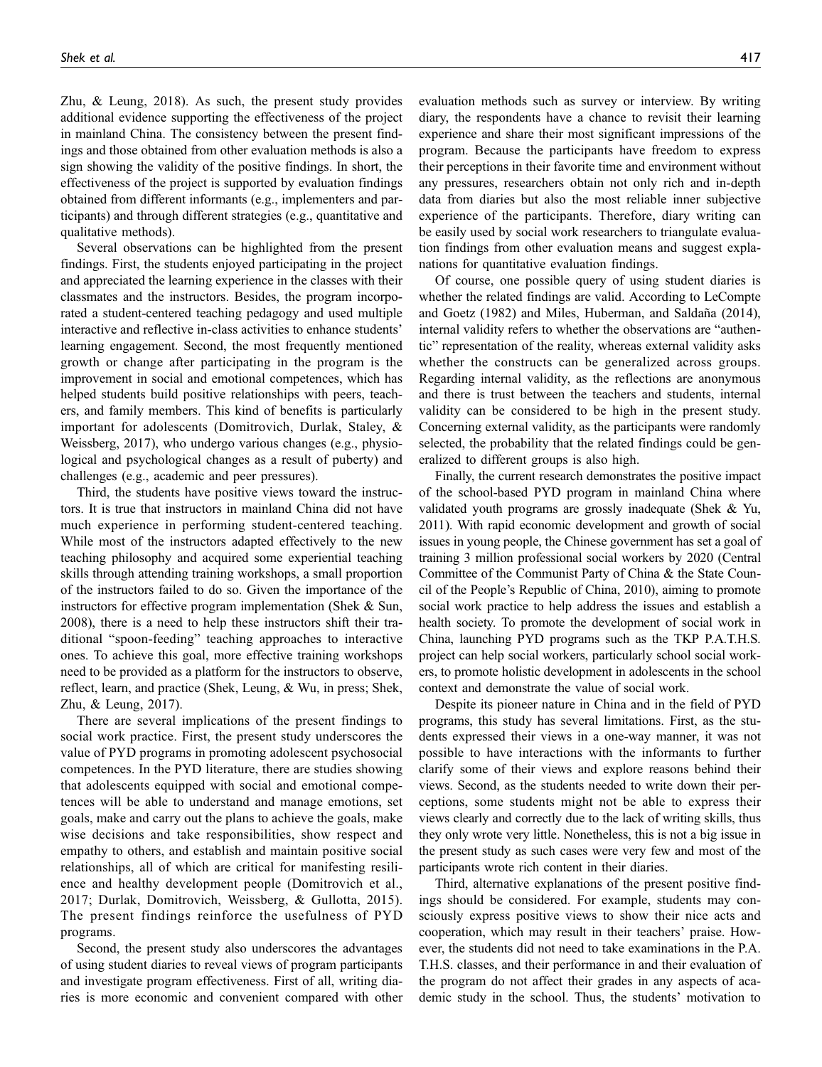Zhu, & Leung, 2018). As such, the present study provides additional evidence supporting the effectiveness of the project in mainland China. The consistency between the present findings and those obtained from other evaluation methods is also a sign showing the validity of the positive findings. In short, the effectiveness of the project is supported by evaluation findings obtained from different informants (e.g., implementers and participants) and through different strategies (e.g., quantitative and qualitative methods).

Several observations can be highlighted from the present findings. First, the students enjoyed participating in the project and appreciated the learning experience in the classes with their classmates and the instructors. Besides, the program incorporated a student-centered teaching pedagogy and used multiple interactive and reflective in-class activities to enhance students' learning engagement. Second, the most frequently mentioned growth or change after participating in the program is the improvement in social and emotional competences, which has helped students build positive relationships with peers, teachers, and family members. This kind of benefits is particularly important for adolescents (Domitrovich, Durlak, Staley, & Weissberg, 2017), who undergo various changes (e.g., physiological and psychological changes as a result of puberty) and challenges (e.g., academic and peer pressures).

Third, the students have positive views toward the instructors. It is true that instructors in mainland China did not have much experience in performing student-centered teaching. While most of the instructors adapted effectively to the new teaching philosophy and acquired some experiential teaching skills through attending training workshops, a small proportion of the instructors failed to do so. Given the importance of the instructors for effective program implementation (Shek & Sun, 2008), there is a need to help these instructors shift their traditional "spoon-feeding" teaching approaches to interactive ones. To achieve this goal, more effective training workshops need to be provided as a platform for the instructors to observe, reflect, learn, and practice (Shek, Leung, & Wu, in press; Shek, Zhu, & Leung, 2017).

There are several implications of the present findings to social work practice. First, the present study underscores the value of PYD programs in promoting adolescent psychosocial competences. In the PYD literature, there are studies showing that adolescents equipped with social and emotional competences will be able to understand and manage emotions, set goals, make and carry out the plans to achieve the goals, make wise decisions and take responsibilities, show respect and empathy to others, and establish and maintain positive social relationships, all of which are critical for manifesting resilience and healthy development people (Domitrovich et al., 2017; Durlak, Domitrovich, Weissberg, & Gullotta, 2015). The present findings reinforce the usefulness of PYD programs.

Second, the present study also underscores the advantages of using student diaries to reveal views of program participants and investigate program effectiveness. First of all, writing diaries is more economic and convenient compared with other evaluation methods such as survey or interview. By writing diary, the respondents have a chance to revisit their learning experience and share their most significant impressions of the program. Because the participants have freedom to express their perceptions in their favorite time and environment without any pressures, researchers obtain not only rich and in-depth data from diaries but also the most reliable inner subjective experience of the participants. Therefore, diary writing can be easily used by social work researchers to triangulate evaluation findings from other evaluation means and suggest explanations for quantitative evaluation findings.

Of course, one possible query of using student diaries is whether the related findings are valid. According to LeCompte and Goetz (1982) and Miles, Huberman, and Saldaña (2014), internal validity refers to whether the observations are "authentic" representation of the reality, whereas external validity asks whether the constructs can be generalized across groups. Regarding internal validity, as the reflections are anonymous and there is trust between the teachers and students, internal validity can be considered to be high in the present study. Concerning external validity, as the participants were randomly selected, the probability that the related findings could be generalized to different groups is also high.

Finally, the current research demonstrates the positive impact of the school-based PYD program in mainland China where validated youth programs are grossly inadequate (Shek & Yu, 2011). With rapid economic development and growth of social issues in young people, the Chinese government has set a goal of training 3 million professional social workers by 2020 (Central Committee of the Communist Party of China & the State Council of the People's Republic of China, 2010), aiming to promote social work practice to help address the issues and establish a health society. To promote the development of social work in China, launching PYD programs such as the TKP P.A.T.H.S. project can help social workers, particularly school social workers, to promote holistic development in adolescents in the school context and demonstrate the value of social work.

Despite its pioneer nature in China and in the field of PYD programs, this study has several limitations. First, as the students expressed their views in a one-way manner, it was not possible to have interactions with the informants to further clarify some of their views and explore reasons behind their views. Second, as the students needed to write down their perceptions, some students might not be able to express their views clearly and correctly due to the lack of writing skills, thus they only wrote very little. Nonetheless, this is not a big issue in the present study as such cases were very few and most of the participants wrote rich content in their diaries.

Third, alternative explanations of the present positive findings should be considered. For example, students may consciously express positive views to show their nice acts and cooperation, which may result in their teachers' praise. However, the students did not need to take examinations in the P.A.T.H.S. classes, and their performance in and their evaluation of the program do not affect their grades in any aspects of academic study in the school. Thus, the students' motivation to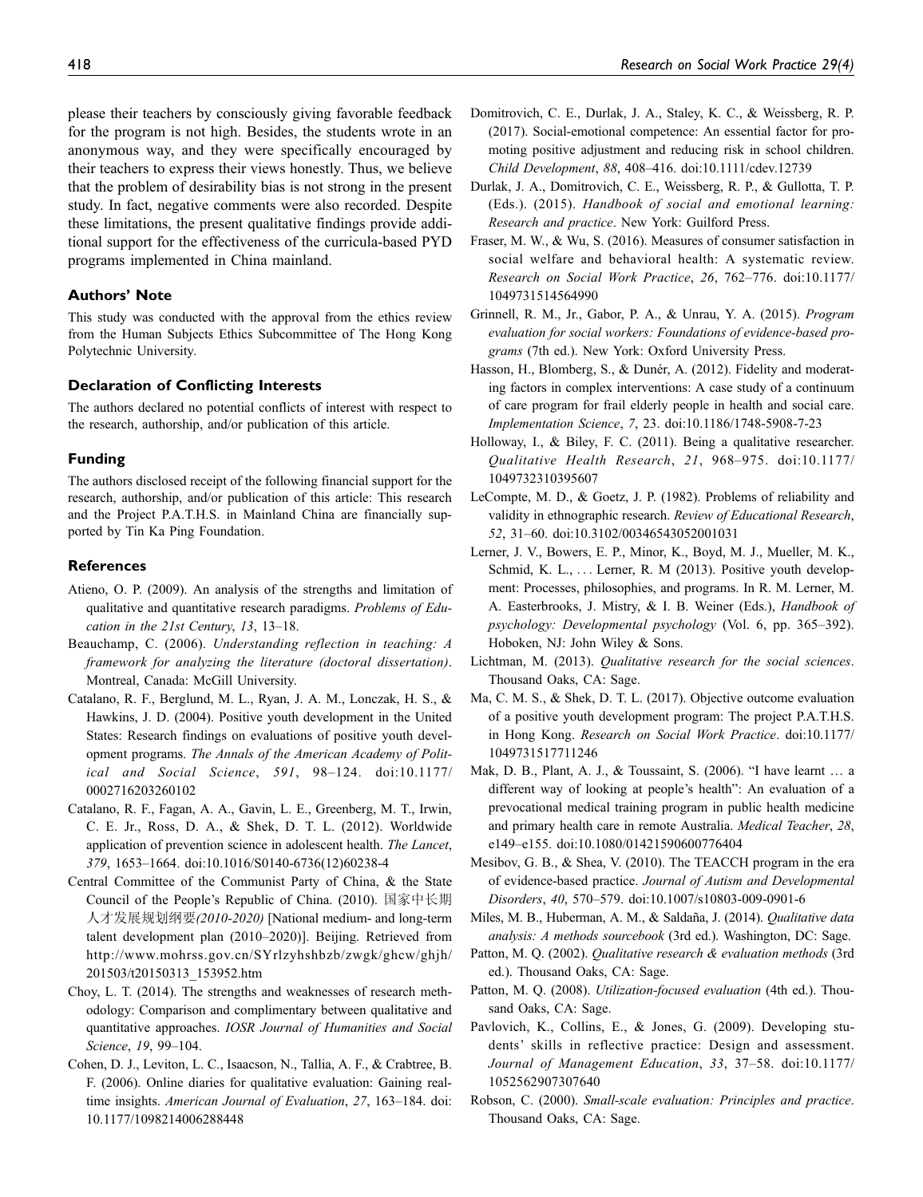please their teachers by consciously giving favorable feedback for the program is not high. Besides, the students wrote in an anonymous way, and they were specifically encouraged by their teachers to express their views honestly. Thus, we believe that the problem of desirability bias is not strong in the present study. In fact, negative comments were also recorded. Despite these limitations, the present qualitative findings provide additional support for the effectiveness of the curricula-based PYD programs implemented in China mainland.

### Authors' Note

This study was conducted with the approval from the ethics review from the Human Subjects Ethics Subcommittee of The Hong Kong Polytechnic University.

### Declaration of Conflicting Interests

The authors declared no potential conflicts of interest with respect to the research, authorship, and/or publication of this article.

### Funding

The authors disclosed receipt of the following financial support for the research, authorship, and/or publication of this article: This research and the Project P.A.T.H.S. in Mainland China are financially supported by Tin Ka Ping Foundation.

### References

Atieno, O. P. (2009). An analysis of the strengths and limitation of qualitative and quantitative research paradigms. *Problems of Education in the 21st Century*, *13*, 13–18.

Beauchamp, C. (2006). *Understanding reflection in teaching: A framework for analyzing the literature (doctoral dissertation)*. Montreal, Canada: McGill University.

Catalano, R. F., Berglund, M. L., Ryan, J. A. M., Lonczak, H. S., & Hawkins, J. D. (2004). Positive youth development in the United States: Research findings on evaluations of positive youth development programs. *The Annals of the American Academy of Political and Social Science*, *591*, 98–124. doi:10.1177/0002716203260102

Catalano, R. F., Fagan, A. A., Gavin, L. E., Greenberg, M. T., Irwin, C. E. Jr., Ross, D. A., & Shek, D. T. L. (2012). Worldwide application of prevention science in adolescent health. *The Lancet*, *379*, 1653–1664. doi:10.1016/S0140-6736(12)60238-4

Central Committee of the Communist Party of China, & the State Council of the People's Republic of China. (2010). 国家中长期人才发展规划纲要*(2010-2020)* [National medium- and long-term talent development plan (2010–2020)]. Beijing. Retrieved from http://www.mohrss.gov.cn/SYrlzyhshbzb/zwgk/ghcw/ghjh/201503/t20150313_153952.htm

Choy, L. T. (2014). The strengths and weaknesses of research methodology: Comparison and complimentary between qualitative and quantitative approaches. *IOSR Journal of Humanities and Social Science*, *19*, 99–104.

Cohen, D. J., Leviton, L. C., Isaacson, N., Tallia, A. F., & Crabtree, B. F. (2006). Online diaries for qualitative evaluation: Gaining real-time insights. *American Journal of Evaluation*, *27*, 163–184. doi:10.1177/1098214006288448

Domitrovich, C. E., Durlak, J. A., Staley, K. C., & Weissberg, R. P. (2017). Social-emotional competence: An essential factor for promoting positive adjustment and reducing risk in school children. *Child Development*, *88*, 408–416. doi:10.1111/cdev.12739

Durlak, J. A., Domitrovich, C. E., Weissberg, R. P., & Gullotta, T. P. (Eds.). (2015). *Handbook of social and emotional learning: Research and practice*. New York: Guilford Press.

Fraser, M. W., & Wu, S. (2016). Measures of consumer satisfaction in social welfare and behavioral health: A systematic review. *Research on Social Work Practice*, *26*, 762–776. doi:10.1177/1049731514564990

Grinnell, R. M., Jr., Gabor, P. A., & Unrau, Y. A. (2015). *Program evaluation for social workers: Foundations of evidence-based programs* (7th ed.). New York: Oxford University Press.

Hasson, H., Blomberg, S., & Dunér, A. (2012). Fidelity and moderating factors in complex interventions: A case study of a continuum of care program for frail elderly people in health and social care. *Implementation Science*, *7*, 23. doi:10.1186/1748-5908-7-23

Holloway, I., & Biley, F. C. (2011). Being a qualitative researcher. *Qualitative Health Research*, *21*, 968–975. doi:10.1177/1049732310395607

LeCompte, M. D., & Goetz, J. P. (1982). Problems of reliability and validity in ethnographic research. *Review of Educational Research*, *52*, 31–60. doi:10.3102/00346543052001031

Lerner, J. V., Bowers, E. P., Minor, K., Boyd, M. J., Mueller, M. K., Schmid, K. L., ... Lerner, R. M (2013). Positive youth development: Processes, philosophies, and programs. In R. M. Lerner, M. A. Easterbrooks, J. Mistry, & I. B. Weiner (Eds.), *Handbook of psychology: Developmental psychology* (Vol. 6, pp. 365–392). Hoboken, NJ: John Wiley & Sons.

Lichtman, M. (2013). *Qualitative research for the social sciences*. Thousand Oaks, CA: Sage.

Ma, C. M. S., & Shek, D. T. L. (2017). Objective outcome evaluation of a positive youth development program: The project P.A.T.H.S. in Hong Kong. *Research on Social Work Practice*. doi:10.1177/1049731517711246

Mak, D. B., Plant, A. J., & Toussaint, S. (2006). "I have learnt ... a different way of looking at people's health": An evaluation of a prevocational medical training program in public health medicine and primary health care in remote Australia. *Medical Teacher*, *28*, e149–e155. doi:10.1080/01421590600776404

Mesibov, G. B., & Shea, V. (2010). The TEACCH program in the era of evidence-based practice. *Journal of Autism and Developmental Disorders*, *40*, 570–579. doi:10.1007/s10803-009-0901-6

Miles, M. B., Huberman, A. M., & Saldaña, J. (2014). *Qualitative data analysis: A methods sourcebook* (3rd ed.). Washington, DC: Sage.

Patton, M. Q. (2002). *Qualitative research & evaluation methods* (3rd ed.). Thousand Oaks, CA: Sage.

Patton, M. Q. (2008). *Utilization-focused evaluation* (4th ed.). Thousand Oaks, CA: Sage.

Pavlovich, K., Collins, E., & Jones, G. (2009). Developing students' skills in reflective practice: Design and assessment. *Journal of Management Education*, *33*, 37–58. doi:10.1177/1052562907307640

Robson, C. (2000). *Small-scale evaluation: Principles and practice*. Thousand Oaks, CA: Sage.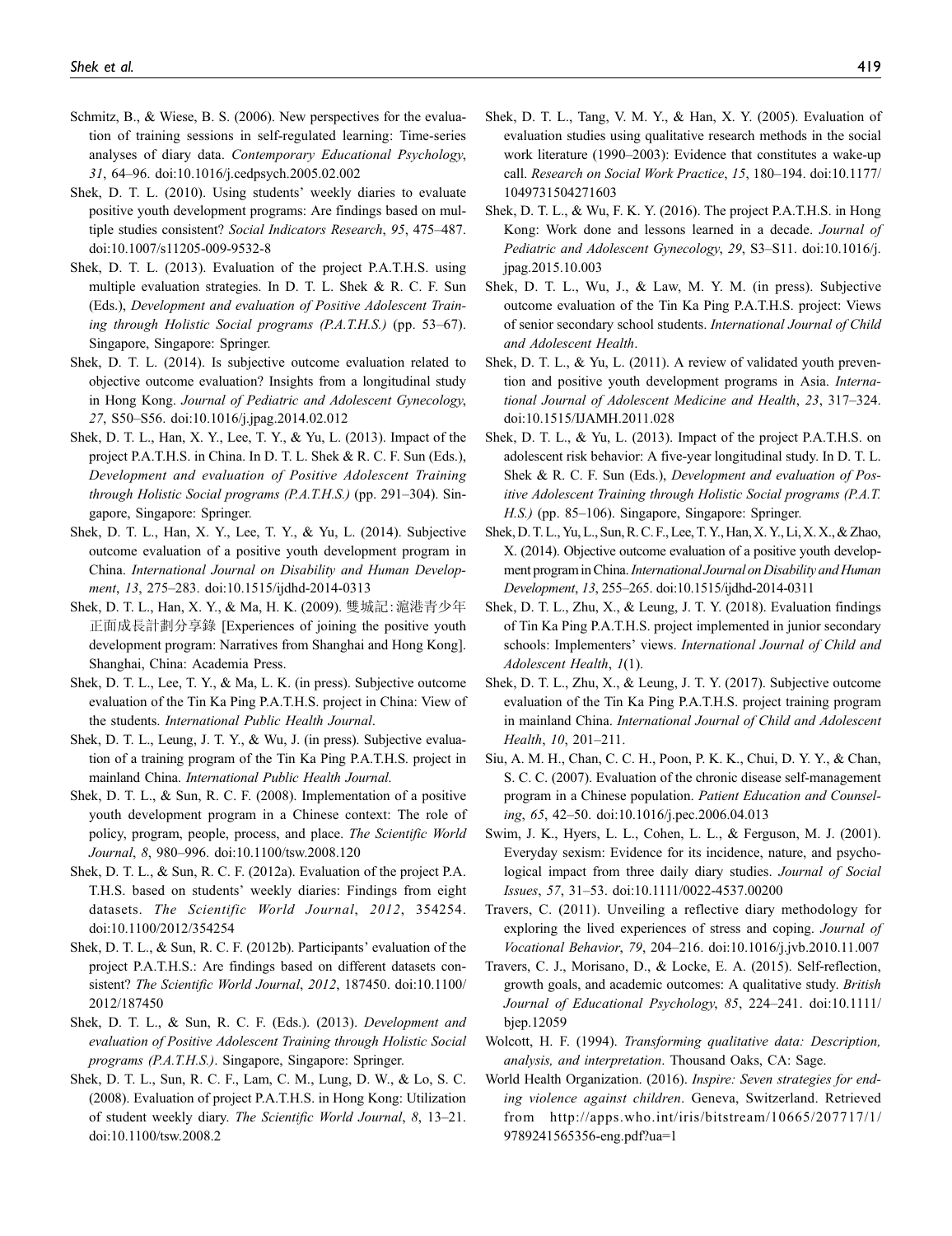Schmitz, B., & Wiese, B. S. (2006). New perspectives for the evaluation of training sessions in self-regulated learning: Time-series analyses of diary data. *Contemporary Educational Psychology*, *31*, 64–96. doi:10.1016/j.cedpsych.2005.02.002

Shek, D. T. L. (2010). Using students' weekly diaries to evaluate positive youth development programs: Are findings based on multiple studies consistent? *Social Indicators Research*, *95*, 475–487. doi:10.1007/s11205-009-9532-8

Shek, D. T. L. (2013). Evaluation of the project P.A.T.H.S. using multiple evaluation strategies. In D. T. L. Shek & R. C. F. Sun (Eds.), *Development and evaluation of Positive Adolescent Training through Holistic Social programs (P.A.T.H.S.)* (pp. 53–67). Singapore, Singapore: Springer.

Shek, D. T. L. (2014). Is subjective outcome evaluation related to objective outcome evaluation? Insights from a longitudinal study in Hong Kong. *Journal of Pediatric and Adolescent Gynecology*, *27*, S50–S56. doi:10.1016/j.jpag.2014.02.012

Shek, D. T. L., Han, X. Y., Lee, T. Y., & Yu, L. (2013). Impact of the project P.A.T.H.S. in China. In D. T. L. Shek & R. C. F. Sun (Eds.), *Development and evaluation of Positive Adolescent Training through Holistic Social programs (P.A.T.H.S.)* (pp. 291–304). Singapore, Singapore: Springer.

Shek, D. T. L., Han, X. Y., Lee, T. Y., & Yu, L. (2014). Subjective outcome evaluation of a positive youth development program in China. *International Journal on Disability and Human Development*, *13*, 275–283. doi:10.1515/ijdhd-2014-0313

Shek, D. T. L., Han, X. Y., & Ma, H. K. (2009). 雙城記:滬港青少年正面成長計劃分享錄 [Experiences of joining the positive youth development program: Narratives from Shanghai and Hong Kong]. Shanghai, China: Academia Press.

Shek, D. T. L., Lee, T. Y., & Ma, L. K. (in press). Subjective outcome evaluation of the Tin Ka Ping P.A.T.H.S. project in China: View of the students. *International Public Health Journal*.

Shek, D. T. L., Leung, J. T. Y., & Wu, J. (in press). Subjective evaluation of a training program of the Tin Ka Ping P.A.T.H.S. project in mainland China. *International Public Health Journal*.

Shek, D. T. L., & Sun, R. C. F. (2008). Implementation of a positive youth development program in a Chinese context: The role of policy, program, people, process, and place. *The Scientific World Journal*, *8*, 980–996. doi:10.1100/tsw.2008.120

Shek, D. T. L., & Sun, R. C. F. (2012a). Evaluation of the project P.A.T.H.S. based on students' weekly diaries: Findings from eight datasets. *The Scientific World Journal*, *2012*, 354254. doi:10.1100/2012/354254

Shek, D. T. L., & Sun, R. C. F. (2012b). Participants' evaluation of the project P.A.T.H.S.: Are findings based on different datasets consistent? *The Scientific World Journal*, *2012*, 187450. doi:10.1100/2012/187450

Shek, D. T. L., & Sun, R. C. F. (Eds.). (2013). *Development and evaluation of Positive Adolescent Training through Holistic Social programs (P.A.T.H.S.)*. Singapore, Singapore: Springer.

Shek, D. T. L., Sun, R. C. F., Lam, C. M., Lung, D. W., & Lo, S. C. (2008). Evaluation of project P.A.T.H.S. in Hong Kong: Utilization of student weekly diary. *The Scientific World Journal*, *8*, 13–21. doi:10.1100/tsw.2008.2

Shek, D. T. L., Tang, V. M. Y., & Han, X. Y. (2005). Evaluation of evaluation studies using qualitative research methods in the social work literature (1990–2003): Evidence that constitutes a wake-up call. *Research on Social Work Practice*, *15*, 180–194. doi:10.1177/1049731504271603

Shek, D. T. L., & Wu, F. K. Y. (2016). The project P.A.T.H.S. in Hong Kong: Work done and lessons learned in a decade. *Journal of Pediatric and Adolescent Gynecology*, *29*, S3–S11. doi:10.1016/j.jpag.2015.10.003

Shek, D. T. L., Wu, J., & Law, M. Y. M. (in press). Subjective outcome evaluation of the Tin Ka Ping P.A.T.H.S. project: Views of senior secondary school students. *International Journal of Child and Adolescent Health*.

Shek, D. T. L., & Yu, L. (2011). A review of validated youth prevention and positive youth development programs in Asia. *International Journal of Adolescent Medicine and Health*, *23*, 317–324. doi:10.1515/IJAMH.2011.028

Shek, D. T. L., & Yu, L. (2013). Impact of the project P.A.T.H.S. on adolescent risk behavior: A five-year longitudinal study. In D. T. L. Shek & R. C. F. Sun (Eds.), *Development and evaluation of Positive Adolescent Training through Holistic Social programs (P.A.T.H.S.)* (pp. 85–106). Singapore, Singapore: Springer.

Shek, D. T. L., Yu, L., Sun, R. C. F., Lee, T. Y., Han, X. Y., Li, X. X., & Zhao, X. (2014). Objective outcome evaluation of a positive youth development program in China. *International Journal on Disability and Human Development*, *13*, 255–265. doi:10.1515/ijdhd-2014-0311

Shek, D. T. L., Zhu, X., & Leung, J. T. Y. (2018). Evaluation findings of Tin Ka Ping P.A.T.H.S. project implemented in junior secondary schools: Implementers' views. *International Journal of Child and Adolescent Health*, *1*(1).

Shek, D. T. L., Zhu, X., & Leung, J. T. Y. (2017). Subjective outcome evaluation of the Tin Ka Ping P.A.T.H.S. project training program in mainland China. *International Journal of Child and Adolescent Health*, *10*, 201–211.

Siu, A. M. H., Chan, C. C. H., Poon, P. K. K., Chui, D. Y. Y., & Chan, S. C. C. (2007). Evaluation of the chronic disease self-management program in a Chinese population. *Patient Education and Counseling*, *65*, 42–50. doi:10.1016/j.pec.2006.04.013

Swim, J. K., Hyers, L. L., Cohen, L. L., & Ferguson, M. J. (2001). Everyday sexism: Evidence for its incidence, nature, and psychological impact from three daily diary studies. *Journal of Social Issues*, *57*, 31–53. doi:10.1111/0022-4537.00200

Travers, C. (2011). Unveiling a reflective diary methodology for exploring the lived experiences of stress and coping. *Journal of Vocational Behavior*, *79*, 204–216. doi:10.1016/j.jvb.2010.11.007

Travers, C. J., Morisano, D., & Locke, E. A. (2015). Self-reflection, growth goals, and academic outcomes: A qualitative study. *British Journal of Educational Psychology*, *85*, 224–241. doi:10.1111/bjep.12059

Wolcott, H. F. (1994). *Transforming qualitative data: Description, analysis, and interpretation*. Thousand Oaks, CA: Sage.

World Health Organization. (2016). *Inspire: Seven strategies for ending violence against children*. Geneva, Switzerland. Retrieved from http://apps.who.int/iris/bitstream/10665/207717/1/9789241565356-eng.pdf?ua=1